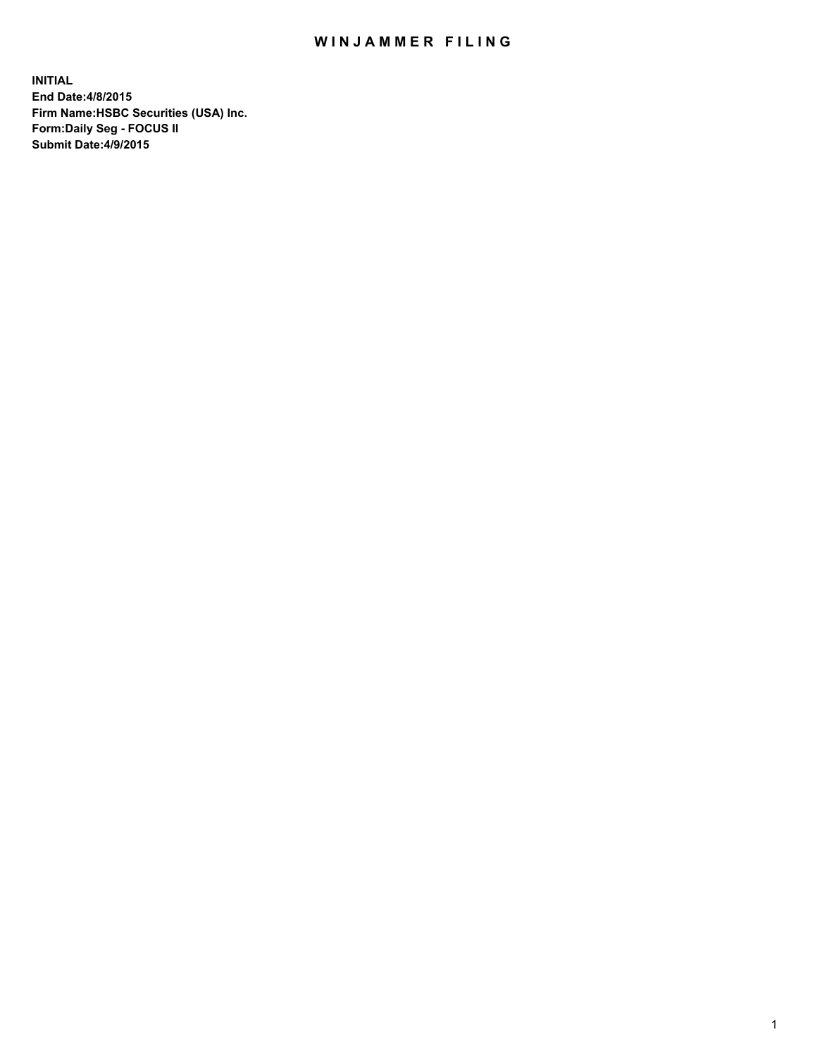# WINJAMMER FILING

**INITIAL**
**End Date:4/8/2015**
**Firm Name:HSBC Securities (USA) Inc.**
**Form:Daily Seg - FOCUS II**
**Submit Date:4/9/2015**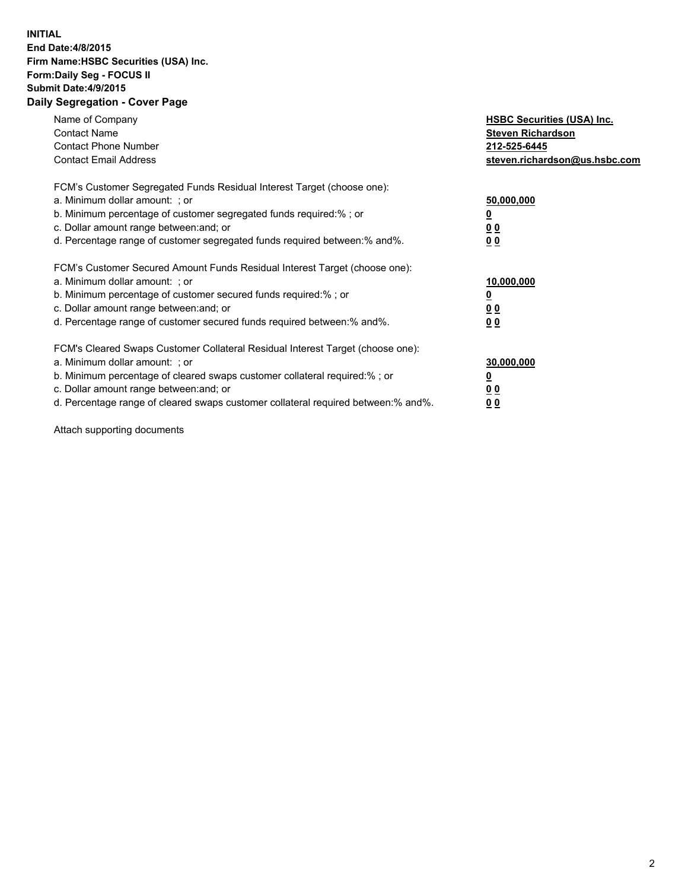**INITIAL**
**End Date:4/8/2015**
**Firm Name:HSBC Securities (USA) Inc.**
**Form:Daily Seg - FOCUS II**
**Submit Date:4/9/2015**

## Daily Segregation - Cover Page

| | |
|---|---|
| Name of Company | **HSBC Securities (USA) Inc.** |
| Contact Name | **Steven Richardson** |
| Contact Phone Number | **212-525-6445** |
| Contact Email Address | **steven.richardson@us.hsbc.com** |

| | |
|---|---|
| FCM's Customer Segregated Funds Residual Interest Target (choose one): | |
| a. Minimum dollar amount: ; or | **50,000,000** |
| b. Minimum percentage of customer segregated funds required:% ; or | **0** |
| c. Dollar amount range between:and; or | **0 0** |
| d. Percentage range of customer segregated funds required between:% and%. | **0 0** |

| | |
|---|---|
| FCM's Customer Secured Amount Funds Residual Interest Target (choose one): | |
| a. Minimum dollar amount: ; or | **10,000,000** |
| b. Minimum percentage of customer secured funds required:% ; or | **0** |
| c. Dollar amount range between:and; or | **0 0** |
| d. Percentage range of customer secured funds required between:% and%. | **0 0** |

| | |
|---|---|
| FCM's Cleared Swaps Customer Collateral Residual Interest Target (choose one): | |
| a. Minimum dollar amount: ; or | **30,000,000** |
| b. Minimum percentage of cleared swaps customer collateral required:% ; or | **0** |
| c. Dollar amount range between:and; or | **0 0** |
| d. Percentage range of cleared swaps customer collateral required between:% and%. | **0 0** |

Attach supporting documents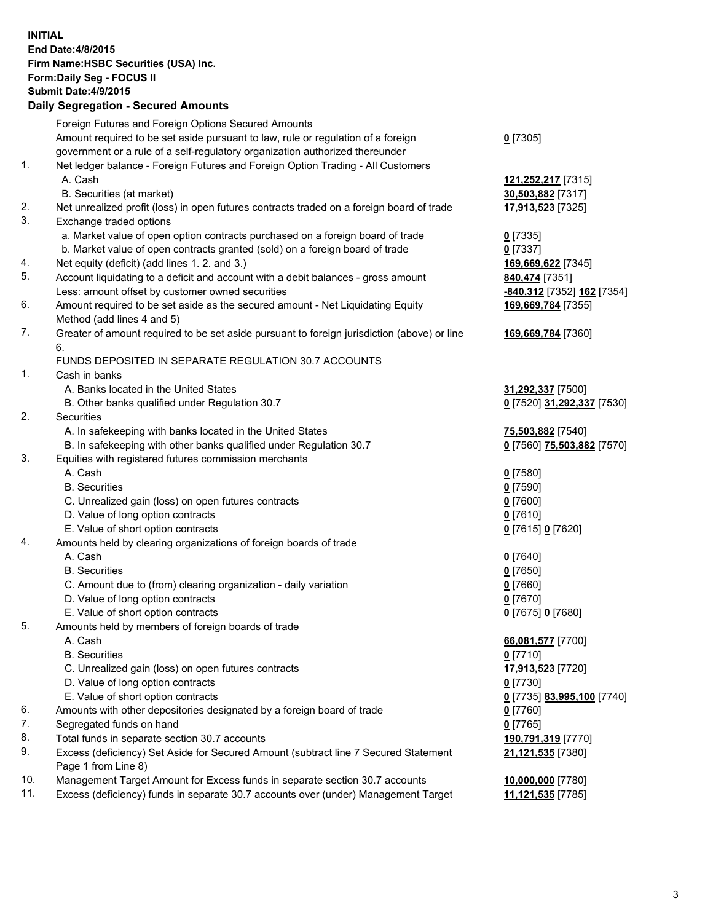**INITIAL**
**End Date:4/8/2015**
**Firm Name:HSBC Securities (USA) Inc.**
**Form:Daily Seg - FOCUS II**
**Submit Date:4/9/2015**

## Daily Segregation - Secured Amounts

| | | |
|---|---|---|
| | Foreign Futures and Foreign Options Secured Amounts | |
| | Amount required to be set aside pursuant to law, rule or regulation of a foreign government or a rule of a self-regulatory organization authorized thereunder | **0** [7305] |
| 1. | Net ledger balance - Foreign Futures and Foreign Option Trading - All Customers | |
| | A. Cash | **121,252,217** [7315] |
| | B. Securities (at market) | **30,503,882** [7317] |
| 2. | Net unrealized profit (loss) in open futures contracts traded on a foreign board of trade | **17,913,523** [7325] |
| 3. | Exchange traded options | |
| | a. Market value of open option contracts purchased on a foreign board of trade | **0** [7335] |
| | b. Market value of open contracts granted (sold) on a foreign board of trade | **0** [7337] |
| 4. | Net equity (deficit) (add lines 1. 2. and 3.) | **169,669,622** [7345] |
| 5. | Account liquidating to a deficit and account with a debit balances - gross amount | **840,474** [7351] |
| | Less: amount offset by customer owned securities | **-840,312** [7352] **162** [7354] |
| 6. | Amount required to be set aside as the secured amount - Net Liquidating Equity Method (add lines 4 and 5) | **169,669,784** [7355] |
| 7. | Greater of amount required to be set aside pursuant to foreign jurisdiction (above) or line 6. | **169,669,784** [7360] |
| | FUNDS DEPOSITED IN SEPARATE REGULATION 30.7 ACCOUNTS | |
| 1. | Cash in banks | |
| | A. Banks located in the United States | **31,292,337** [7500] |
| | B. Other banks qualified under Regulation 30.7 | **0** [7520] **31,292,337** [7530] |
| 2. | Securities | |
| | A. In safekeeping with banks located in the United States | **75,503,882** [7540] |
| | B. In safekeeping with other banks qualified under Regulation 30.7 | **0** [7560] **75,503,882** [7570] |
| 3. | Equities with registered futures commission merchants | |
| | A. Cash | **0** [7580] |
| | B. Securities | **0** [7590] |
| | C. Unrealized gain (loss) on open futures contracts | **0** [7600] |
| | D. Value of long option contracts | **0** [7610] |
| | E. Value of short option contracts | **0** [7615] **0** [7620] |
| 4. | Amounts held by clearing organizations of foreign boards of trade | |
| | A. Cash | **0** [7640] |
| | B. Securities | **0** [7650] |
| | C. Amount due to (from) clearing organization - daily variation | **0** [7660] |
| | D. Value of long option contracts | **0** [7670] |
| | E. Value of short option contracts | **0** [7675] **0** [7680] |
| 5. | Amounts held by members of foreign boards of trade | |
| | A. Cash | **66,081,577** [7700] |
| | B. Securities | **0** [7710] |
| | C. Unrealized gain (loss) on open futures contracts | **17,913,523** [7720] |
| | D. Value of long option contracts | **0** [7730] |
| | E. Value of short option contracts | **0** [7735] **83,995,100** [7740] |
| 6. | Amounts with other depositories designated by a foreign board of trade | **0** [7760] |
| 7. | Segregated funds on hand | **0** [7765] |
| 8. | Total funds in separate section 30.7 accounts | **190,791,319** [7770] |
| 9. | Excess (deficiency) Set Aside for Secured Amount (subtract line 7 Secured Statement Page 1 from Line 8) | **21,121,535** [7380] |
| 10. | Management Target Amount for Excess funds in separate section 30.7 accounts | **10,000,000** [7780] |
| 11. | Excess (deficiency) funds in separate 30.7 accounts over (under) Management Target | **11,121,535** [7785] |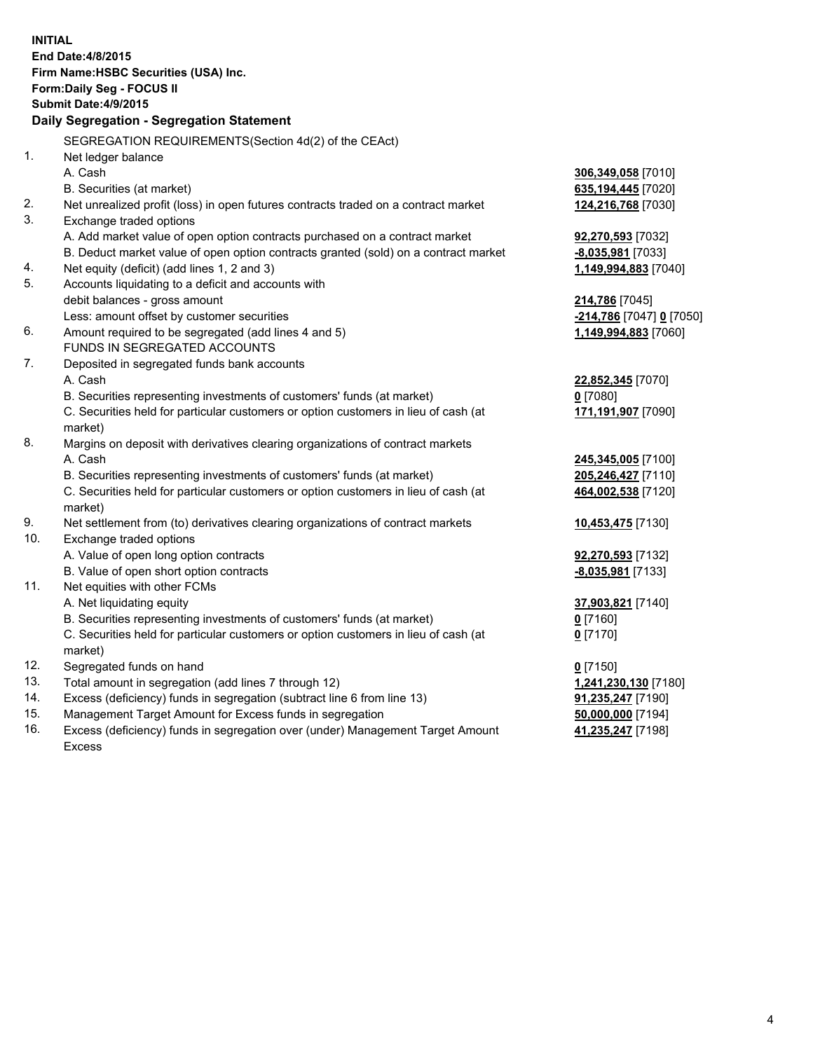**INITIAL**
**End Date:4/8/2015**
**Firm Name:HSBC Securities (USA) Inc.**
**Form:Daily Seg - FOCUS II**
**Submit Date:4/9/2015**

**Daily Segregation - Segregation Statement**

SEGREGATION REQUIREMENTS(Section 4d(2) of the CEAct)

| | | |
|---|---|---|
| 1. | Net ledger balance | |
| | A. Cash | **306,349,058** [7010] |
| | B. Securities (at market) | **635,194,445** [7020] |
| 2. | Net unrealized profit (loss) in open futures contracts traded on a contract market | **124,216,768** [7030] |
| 3. | Exchange traded options | |
| | A. Add market value of open option contracts purchased on a contract market | **92,270,593** [7032] |
| | B. Deduct market value of open option contracts granted (sold) on a contract market | **-8,035,981** [7033] |
| 4. | Net equity (deficit) (add lines 1, 2 and 3) | **1,149,994,883** [7040] |
| 5. | Accounts liquidating to a deficit and accounts with debit balances - gross amount | **214,786** [7045] |
| | Less: amount offset by customer securities | **-214,786** [7047] **0** [7050] |
| 6. | Amount required to be segregated (add lines 4 and 5) | **1,149,994,883** [7060] |
| | FUNDS IN SEGREGATED ACCOUNTS | |
| 7. | Deposited in segregated funds bank accounts | |
| | A. Cash | **22,852,345** [7070] |
| | B. Securities representing investments of customers' funds (at market) | **0** [7080] |
| | C. Securities held for particular customers or option customers in lieu of cash (at market) | **171,191,907** [7090] |
| 8. | Margins on deposit with derivatives clearing organizations of contract markets | |
| | A. Cash | **245,345,005** [7100] |
| | B. Securities representing investments of customers' funds (at market) | **205,246,427** [7110] |
| | C. Securities held for particular customers or option customers in lieu of cash (at market) | **464,002,538** [7120] |
| 9. | Net settlement from (to) derivatives clearing organizations of contract markets | **10,453,475** [7130] |
| 10. | Exchange traded options | |
| | A. Value of open long option contracts | **92,270,593** [7132] |
| | B. Value of open short option contracts | **-8,035,981** [7133] |
| 11. | Net equities with other FCMs | |
| | A. Net liquidating equity | **37,903,821** [7140] |
| | B. Securities representing investments of customers' funds (at market) | **0** [7160] |
| | C. Securities held for particular customers or option customers in lieu of cash (at market) | **0** [7170] |
| 12. | Segregated funds on hand | **0** [7150] |
| 13. | Total amount in segregation (add lines 7 through 12) | **1,241,230,130** [7180] |
| 14. | Excess (deficiency) funds in segregation (subtract line 6 from line 13) | **91,235,247** [7190] |
| 15. | Management Target Amount for Excess funds in segregation | **50,000,000** [7194] |
| 16. | Excess (deficiency) funds in segregation over (under) Management Target Amount Excess | **41,235,247** [7198] |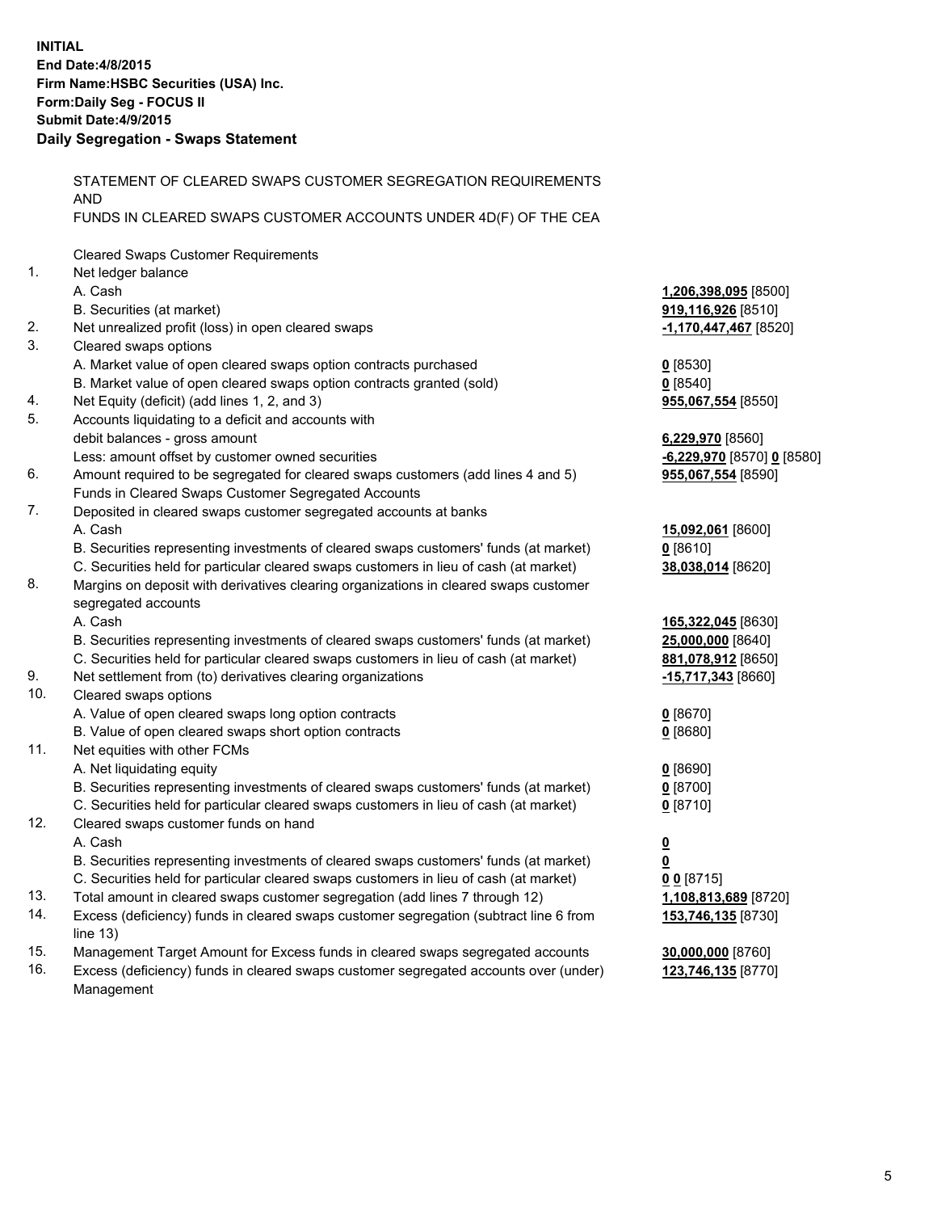**INITIAL**
**End Date:4/8/2015**
**Firm Name:HSBC Securities (USA) Inc.**
**Form:Daily Seg - FOCUS II**
**Submit Date:4/9/2015**
**Daily Segregation - Swaps Statement**

STATEMENT OF CLEARED SWAPS CUSTOMER SEGREGATION REQUIREMENTS AND FUNDS IN CLEARED SWAPS CUSTOMER ACCOUNTS UNDER 4D(F) OF THE CEA

| | | |
|---|---|---|
| | Cleared Swaps Customer Requirements | |
| 1. | Net ledger balance | |
| | A. Cash | **1,206,398,095** [8500] |
| | B. Securities (at market) | **919,116,926** [8510] |
| 2. | Net unrealized profit (loss) in open cleared swaps | **-1,170,447,467** [8520] |
| 3. | Cleared swaps options | |
| | A. Market value of open cleared swaps option contracts purchased | **0** [8530] |
| | B. Market value of open cleared swaps option contracts granted (sold) | **0** [8540] |
| 4. | Net Equity (deficit) (add lines 1, 2, and 3) | **955,067,554** [8550] |
| 5. | Accounts liquidating to a deficit and accounts with debit balances - gross amount | **6,229,970** [8560] |
| | Less: amount offset by customer owned securities | **-6,229,970** [8570] **0** [8580] |
| 6. | Amount required to be segregated for cleared swaps customers (add lines 4 and 5) | **955,067,554** [8590] |
| | Funds in Cleared Swaps Customer Segregated Accounts | |
| 7. | Deposited in cleared swaps customer segregated accounts at banks | |
| | A. Cash | **15,092,061** [8600] |
| | B. Securities representing investments of cleared swaps customers' funds (at market) | **0** [8610] |
| | C. Securities held for particular cleared swaps customers in lieu of cash (at market) | **38,038,014** [8620] |
| 8. | Margins on deposit with derivatives clearing organizations in cleared swaps customer segregated accounts | |
| | A. Cash | **165,322,045** [8630] |
| | B. Securities representing investments of cleared swaps customers' funds (at market) | **25,000,000** [8640] |
| | C. Securities held for particular cleared swaps customers in lieu of cash (at market) | **881,078,912** [8650] |
| 9. | Net settlement from (to) derivatives clearing organizations | **-15,717,343** [8660] |
| 10. | Cleared swaps options | |
| | A. Value of open cleared swaps long option contracts | **0** [8670] |
| | B. Value of open cleared swaps short option contracts | **0** [8680] |
| 11. | Net equities with other FCMs | |
| | A. Net liquidating equity | **0** [8690] |
| | B. Securities representing investments of cleared swaps customers' funds (at market) | **0** [8700] |
| | C. Securities held for particular cleared swaps customers in lieu of cash (at market) | **0** [8710] |
| 12. | Cleared swaps customer funds on hand | |
| | A. Cash | **0** |
| | B. Securities representing investments of cleared swaps customers' funds (at market) | **0** |
| | C. Securities held for particular cleared swaps customers in lieu of cash (at market) | **0** **0** [8715] |
| 13. | Total amount in cleared swaps customer segregation (add lines 7 through 12) | **1,108,813,689** [8720] |
| 14. | Excess (deficiency) funds in cleared swaps customer segregation (subtract line 6 from line 13) | **153,746,135** [8730] |
| 15. | Management Target Amount for Excess funds in cleared swaps segregated accounts | **30,000,000** [8760] |
| 16. | Excess (deficiency) funds in cleared swaps customer segregated accounts over (under) Management | **123,746,135** [8770] |